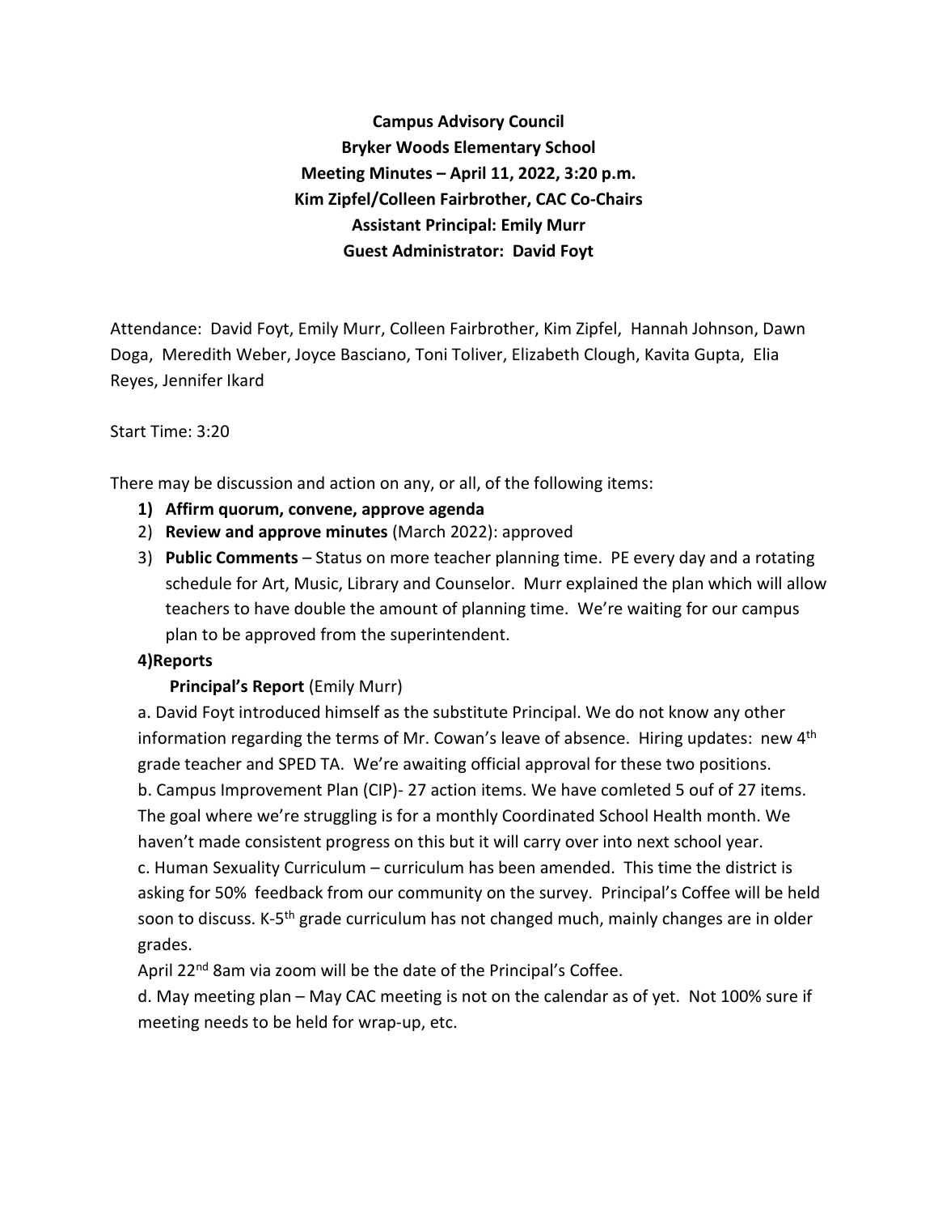**Campus Advisory Council**
**Bryker Woods Elementary School**
**Meeting Minutes – April 11, 2022, 3:20 p.m.**
**Kim Zipfel/Colleen Fairbrother, CAC Co-Chairs**
**Assistant Principal: Emily Murr**
**Guest Administrator: David Foyt**

Attendance: David Foyt, Emily Murr, Colleen Fairbrother, Kim Zipfel, Hannah Johnson, Dawn Doga, Meredith Weber, Joyce Basciano, Toni Toliver, Elizabeth Clough, Kavita Gupta, Elia Reyes, Jennifer Ikard

Start Time: 3:20

There may be discussion and action on any, or all, of the following items:

1) **Affirm quorum, convene, approve agenda**
2) **Review and approve minutes** (March 2022): approved
3) **Public Comments** – Status on more teacher planning time. PE every day and a rotating schedule for Art, Music, Library and Counselor. Murr explained the plan which will allow teachers to have double the amount of planning time. We're waiting for our campus plan to be approved from the superintendent.

**4)Reports**

**Principal's Report** (Emily Murr)

a. David Foyt introduced himself as the substitute Principal. We do not know any other information regarding the terms of Mr. Cowan's leave of absence. Hiring updates: new 4th grade teacher and SPED TA. We're awaiting official approval for these two positions.

b. Campus Improvement Plan (CIP)- 27 action items. We have comleted 5 ouf of 27 items. The goal where we're struggling is for a monthly Coordinated School Health month. We haven't made consistent progress on this but it will carry over into next school year.

c. Human Sexuality Curriculum – curriculum has been amended. This time the district is asking for 50% feedback from our community on the survey. Principal's Coffee will be held soon to discuss. K-5th grade curriculum has not changed much, mainly changes are in older grades.

April 22nd 8am via zoom will be the date of the Principal's Coffee.

d. May meeting plan – May CAC meeting is not on the calendar as of yet. Not 100% sure if meeting needs to be held for wrap-up, etc.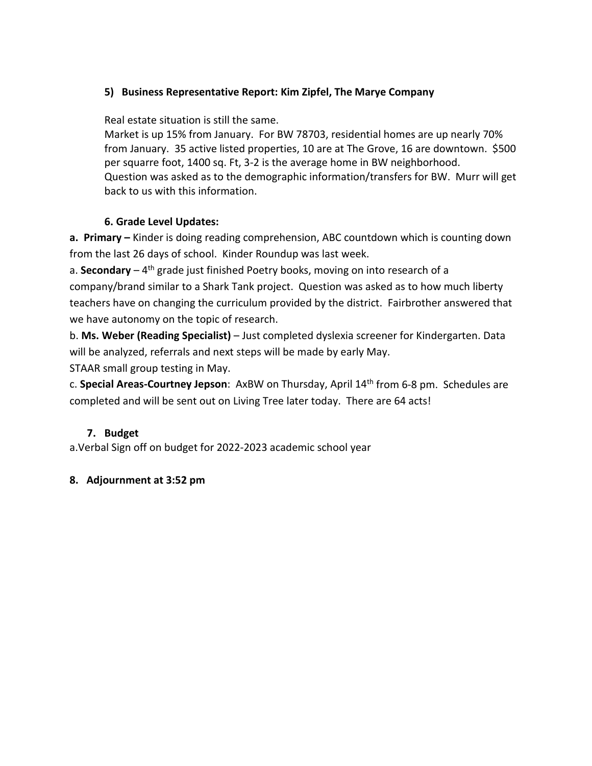### 5) Business Representative Report: Kim Zipfel, The Marye Company

Real estate situation is still the same.
Market is up 15% from January. For BW 78703, residential homes are up nearly 70% from January. 35 active listed properties, 10 are at The Grove, 16 are downtown. $500 per squarre foot, 1400 sq. Ft, 3-2 is the average home in BW neighborhood.
Question was asked as to the demographic information/transfers for BW. Murr will get back to us with this information.

### 6. Grade Level Updates:

**a. Primary –** Kinder is doing reading comprehension, ABC countdown which is counting down from the last 26 days of school. Kinder Roundup was last week.

a. **Secondary** – 4th grade just finished Poetry books, moving on into research of a company/brand similar to a Shark Tank project. Question was asked as to how much liberty teachers have on changing the curriculum provided by the district. Fairbrother answered that we have autonomy on the topic of research.

b. **Ms. Weber (Reading Specialist)** – Just completed dyslexia screener for Kindergarten. Data will be analyzed, referrals and next steps will be made by early May.
STAAR small group testing in May.

c. **Special Areas-Courtney Jepson**: AxBW on Thursday, April 14th from 6-8 pm. Schedules are completed and will be sent out on Living Tree later today. There are 64 acts!

### 7. Budget

a.Verbal Sign off on budget for 2022-2023 academic school year

### 8. Adjournment at 3:52 pm